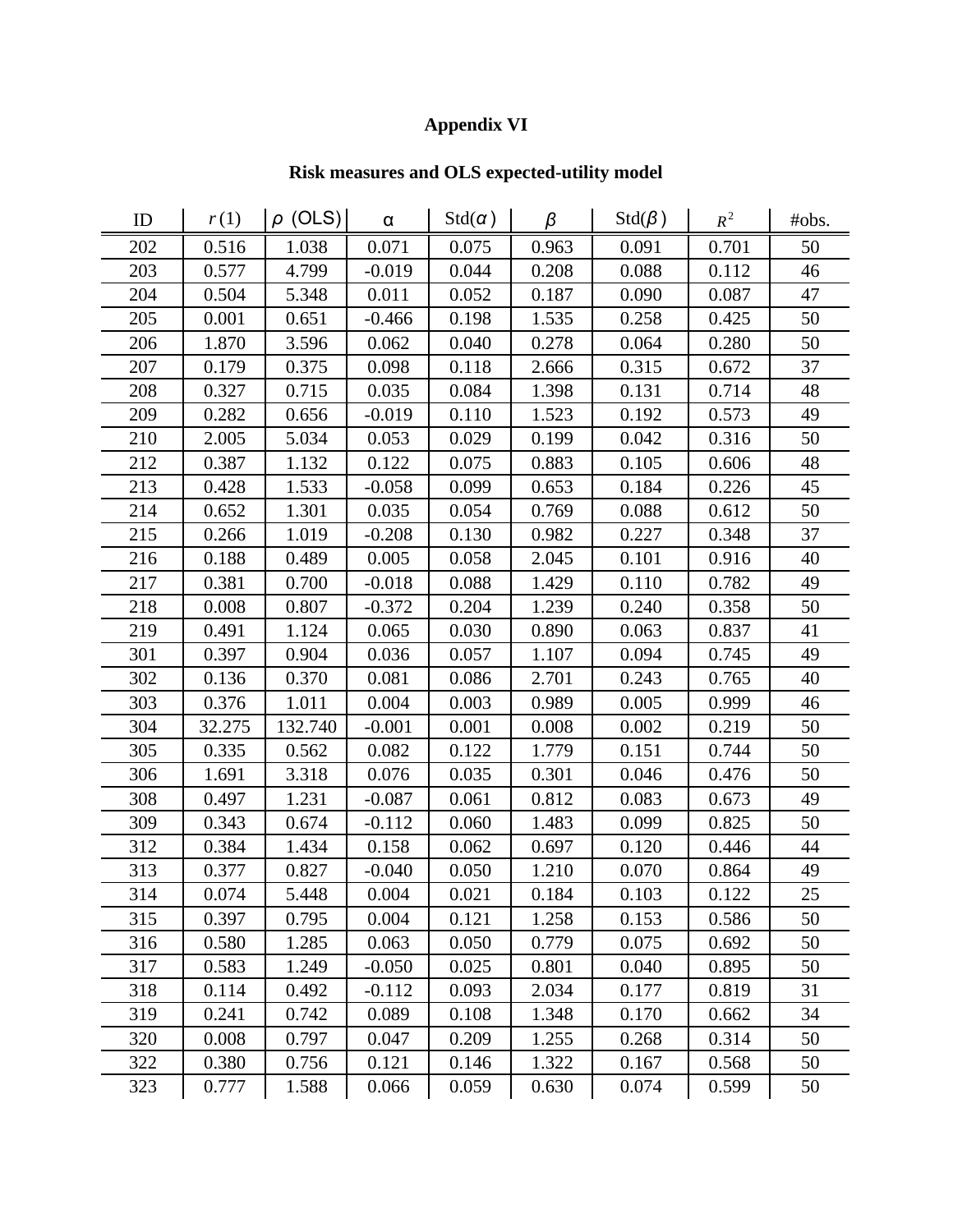# Appendix VI

## Risk measures and OLS expected-utility model

| ID | $r(1)$ | $\rho$ (OLS) | α | Std($\alpha$) | $\beta$ | Std($\beta$) | $R^2$ | #obs. |
|---|---|---|---|---|---|---|---|---|
| 202 | 0.516 | 1.038 | 0.071 | 0.075 | 0.963 | 0.091 | 0.701 | 50 |
| 203 | 0.577 | 4.799 | -0.019 | 0.044 | 0.208 | 0.088 | 0.112 | 46 |
| 204 | 0.504 | 5.348 | 0.011 | 0.052 | 0.187 | 0.090 | 0.087 | 47 |
| 205 | 0.001 | 0.651 | -0.466 | 0.198 | 1.535 | 0.258 | 0.425 | 50 |
| 206 | 1.870 | 3.596 | 0.062 | 0.040 | 0.278 | 0.064 | 0.280 | 50 |
| 207 | 0.179 | 0.375 | 0.098 | 0.118 | 2.666 | 0.315 | 0.672 | 37 |
| 208 | 0.327 | 0.715 | 0.035 | 0.084 | 1.398 | 0.131 | 0.714 | 48 |
| 209 | 0.282 | 0.656 | -0.019 | 0.110 | 1.523 | 0.192 | 0.573 | 49 |
| 210 | 2.005 | 5.034 | 0.053 | 0.029 | 0.199 | 0.042 | 0.316 | 50 |
| 212 | 0.387 | 1.132 | 0.122 | 0.075 | 0.883 | 0.105 | 0.606 | 48 |
| 213 | 0.428 | 1.533 | -0.058 | 0.099 | 0.653 | 0.184 | 0.226 | 45 |
| 214 | 0.652 | 1.301 | 0.035 | 0.054 | 0.769 | 0.088 | 0.612 | 50 |
| 215 | 0.266 | 1.019 | -0.208 | 0.130 | 0.982 | 0.227 | 0.348 | 37 |
| 216 | 0.188 | 0.489 | 0.005 | 0.058 | 2.045 | 0.101 | 0.916 | 40 |
| 217 | 0.381 | 0.700 | -0.018 | 0.088 | 1.429 | 0.110 | 0.782 | 49 |
| 218 | 0.008 | 0.807 | -0.372 | 0.204 | 1.239 | 0.240 | 0.358 | 50 |
| 219 | 0.491 | 1.124 | 0.065 | 0.030 | 0.890 | 0.063 | 0.837 | 41 |
| 301 | 0.397 | 0.904 | 0.036 | 0.057 | 1.107 | 0.094 | 0.745 | 49 |
| 302 | 0.136 | 0.370 | 0.081 | 0.086 | 2.701 | 0.243 | 0.765 | 40 |
| 303 | 0.376 | 1.011 | 0.004 | 0.003 | 0.989 | 0.005 | 0.999 | 46 |
| 304 | 32.275 | 132.740 | -0.001 | 0.001 | 0.008 | 0.002 | 0.219 | 50 |
| 305 | 0.335 | 0.562 | 0.082 | 0.122 | 1.779 | 0.151 | 0.744 | 50 |
| 306 | 1.691 | 3.318 | 0.076 | 0.035 | 0.301 | 0.046 | 0.476 | 50 |
| 308 | 0.497 | 1.231 | -0.087 | 0.061 | 0.812 | 0.083 | 0.673 | 49 |
| 309 | 0.343 | 0.674 | -0.112 | 0.060 | 1.483 | 0.099 | 0.825 | 50 |
| 312 | 0.384 | 1.434 | 0.158 | 0.062 | 0.697 | 0.120 | 0.446 | 44 |
| 313 | 0.377 | 0.827 | -0.040 | 0.050 | 1.210 | 0.070 | 0.864 | 49 |
| 314 | 0.074 | 5.448 | 0.004 | 0.021 | 0.184 | 0.103 | 0.122 | 25 |
| 315 | 0.397 | 0.795 | 0.004 | 0.121 | 1.258 | 0.153 | 0.586 | 50 |
| 316 | 0.580 | 1.285 | 0.063 | 0.050 | 0.779 | 0.075 | 0.692 | 50 |
| 317 | 0.583 | 1.249 | -0.050 | 0.025 | 0.801 | 0.040 | 0.895 | 50 |
| 318 | 0.114 | 0.492 | -0.112 | 0.093 | 2.034 | 0.177 | 0.819 | 31 |
| 319 | 0.241 | 0.742 | 0.089 | 0.108 | 1.348 | 0.170 | 0.662 | 34 |
| 320 | 0.008 | 0.797 | 0.047 | 0.209 | 1.255 | 0.268 | 0.314 | 50 |
| 322 | 0.380 | 0.756 | 0.121 | 0.146 | 1.322 | 0.167 | 0.568 | 50 |
| 323 | 0.777 | 1.588 | 0.066 | 0.059 | 0.630 | 0.074 | 0.599 | 50 |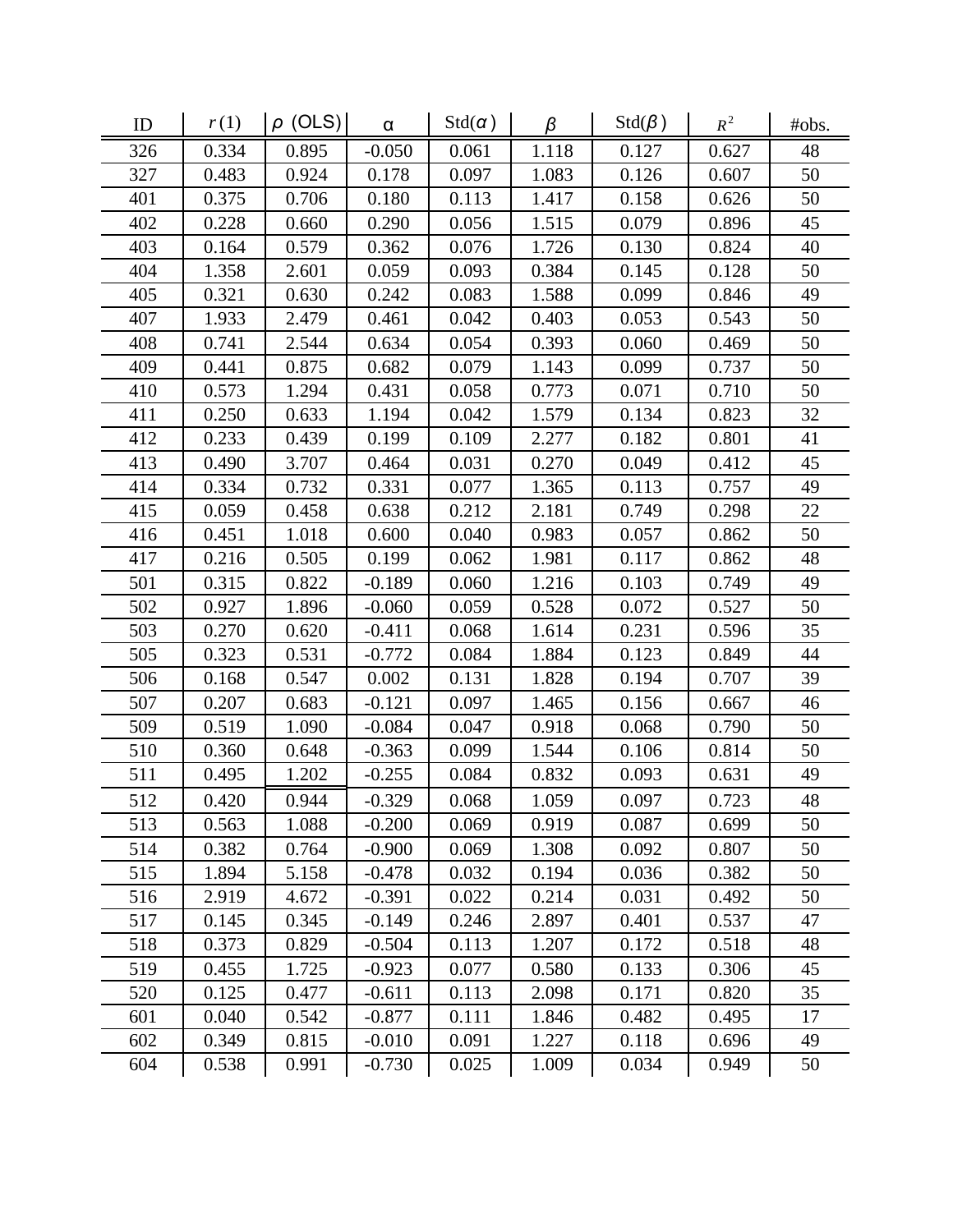| ID | $r(1)$ | $\rho$ (OLS) | α | Std($\alpha$) | $\beta$ | Std($\beta$) | $R^2$ | #obs. |
|---|---|---|---|---|---|---|---|---|
| 326 | 0.334 | 0.895 | -0.050 | 0.061 | 1.118 | 0.127 | 0.627 | 48 |
| 327 | 0.483 | 0.924 | 0.178 | 0.097 | 1.083 | 0.126 | 0.607 | 50 |
| 401 | 0.375 | 0.706 | 0.180 | 0.113 | 1.417 | 0.158 | 0.626 | 50 |
| 402 | 0.228 | 0.660 | 0.290 | 0.056 | 1.515 | 0.079 | 0.896 | 45 |
| 403 | 0.164 | 0.579 | 0.362 | 0.076 | 1.726 | 0.130 | 0.824 | 40 |
| 404 | 1.358 | 2.601 | 0.059 | 0.093 | 0.384 | 0.145 | 0.128 | 50 |
| 405 | 0.321 | 0.630 | 0.242 | 0.083 | 1.588 | 0.099 | 0.846 | 49 |
| 407 | 1.933 | 2.479 | 0.461 | 0.042 | 0.403 | 0.053 | 0.543 | 50 |
| 408 | 0.741 | 2.544 | 0.634 | 0.054 | 0.393 | 0.060 | 0.469 | 50 |
| 409 | 0.441 | 0.875 | 0.682 | 0.079 | 1.143 | 0.099 | 0.737 | 50 |
| 410 | 0.573 | 1.294 | 0.431 | 0.058 | 0.773 | 0.071 | 0.710 | 50 |
| 411 | 0.250 | 0.633 | 1.194 | 0.042 | 1.579 | 0.134 | 0.823 | 32 |
| 412 | 0.233 | 0.439 | 0.199 | 0.109 | 2.277 | 0.182 | 0.801 | 41 |
| 413 | 0.490 | 3.707 | 0.464 | 0.031 | 0.270 | 0.049 | 0.412 | 45 |
| 414 | 0.334 | 0.732 | 0.331 | 0.077 | 1.365 | 0.113 | 0.757 | 49 |
| 415 | 0.059 | 0.458 | 0.638 | 0.212 | 2.181 | 0.749 | 0.298 | 22 |
| 416 | 0.451 | 1.018 | 0.600 | 0.040 | 0.983 | 0.057 | 0.862 | 50 |
| 417 | 0.216 | 0.505 | 0.199 | 0.062 | 1.981 | 0.117 | 0.862 | 48 |
| 501 | 0.315 | 0.822 | -0.189 | 0.060 | 1.216 | 0.103 | 0.749 | 49 |
| 502 | 0.927 | 1.896 | -0.060 | 0.059 | 0.528 | 0.072 | 0.527 | 50 |
| 503 | 0.270 | 0.620 | -0.411 | 0.068 | 1.614 | 0.231 | 0.596 | 35 |
| 505 | 0.323 | 0.531 | -0.772 | 0.084 | 1.884 | 0.123 | 0.849 | 44 |
| 506 | 0.168 | 0.547 | 0.002 | 0.131 | 1.828 | 0.194 | 0.707 | 39 |
| 507 | 0.207 | 0.683 | -0.121 | 0.097 | 1.465 | 0.156 | 0.667 | 46 |
| 509 | 0.519 | 1.090 | -0.084 | 0.047 | 0.918 | 0.068 | 0.790 | 50 |
| 510 | 0.360 | 0.648 | -0.363 | 0.099 | 1.544 | 0.106 | 0.814 | 50 |
| 511 | 0.495 | 1.202 | -0.255 | 0.084 | 0.832 | 0.093 | 0.631 | 49 |
| 512 | 0.420 | 0.944 | -0.329 | 0.068 | 1.059 | 0.097 | 0.723 | 48 |
| 513 | 0.563 | 1.088 | -0.200 | 0.069 | 0.919 | 0.087 | 0.699 | 50 |
| 514 | 0.382 | 0.764 | -0.900 | 0.069 | 1.308 | 0.092 | 0.807 | 50 |
| 515 | 1.894 | 5.158 | -0.478 | 0.032 | 0.194 | 0.036 | 0.382 | 50 |
| 516 | 2.919 | 4.672 | -0.391 | 0.022 | 0.214 | 0.031 | 0.492 | 50 |
| 517 | 0.145 | 0.345 | -0.149 | 0.246 | 2.897 | 0.401 | 0.537 | 47 |
| 518 | 0.373 | 0.829 | -0.504 | 0.113 | 1.207 | 0.172 | 0.518 | 48 |
| 519 | 0.455 | 1.725 | -0.923 | 0.077 | 0.580 | 0.133 | 0.306 | 45 |
| 520 | 0.125 | 0.477 | -0.611 | 0.113 | 2.098 | 0.171 | 0.820 | 35 |
| 601 | 0.040 | 0.542 | -0.877 | 0.111 | 1.846 | 0.482 | 0.495 | 17 |
| 602 | 0.349 | 0.815 | -0.010 | 0.091 | 1.227 | 0.118 | 0.696 | 49 |
| 604 | 0.538 | 0.991 | -0.730 | 0.025 | 1.009 | 0.034 | 0.949 | 50 |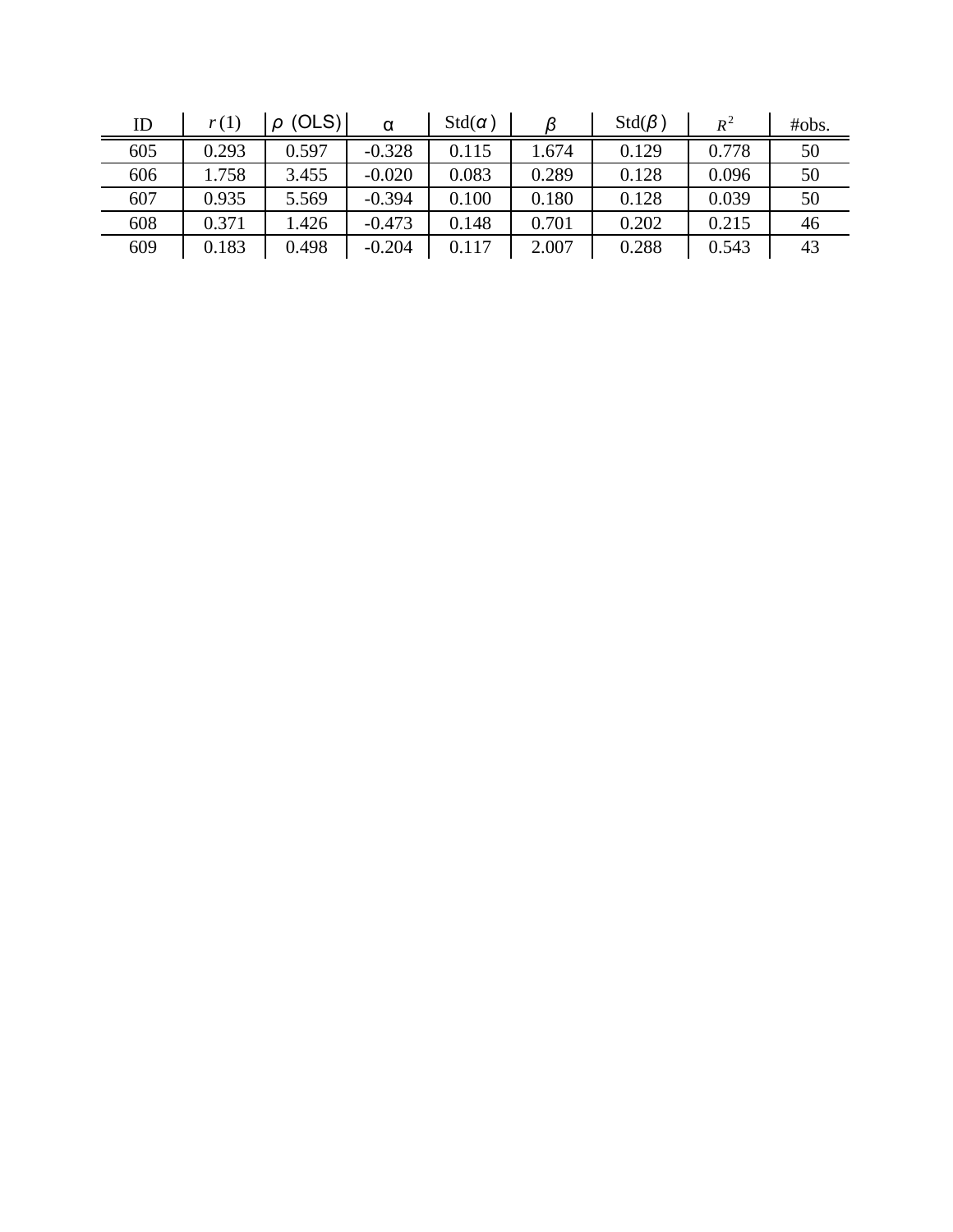| ID | $r(1)$ | $\rho$ (OLS) | α | Std($\alpha$) | $\beta$ | Std($\beta$) | $R^2$ | #obs. |
|---|---|---|---|---|---|---|---|---|
| 605 | 0.293 | 0.597 | -0.328 | 0.115 | 1.674 | 0.129 | 0.778 | 50 |
| 606 | 1.758 | 3.455 | -0.020 | 0.083 | 0.289 | 0.128 | 0.096 | 50 |
| 607 | 0.935 | 5.569 | -0.394 | 0.100 | 0.180 | 0.128 | 0.039 | 50 |
| 608 | 0.371 | 1.426 | -0.473 | 0.148 | 0.701 | 0.202 | 0.215 | 46 |
| 609 | 0.183 | 0.498 | -0.204 | 0.117 | 2.007 | 0.288 | 0.543 | 43 |